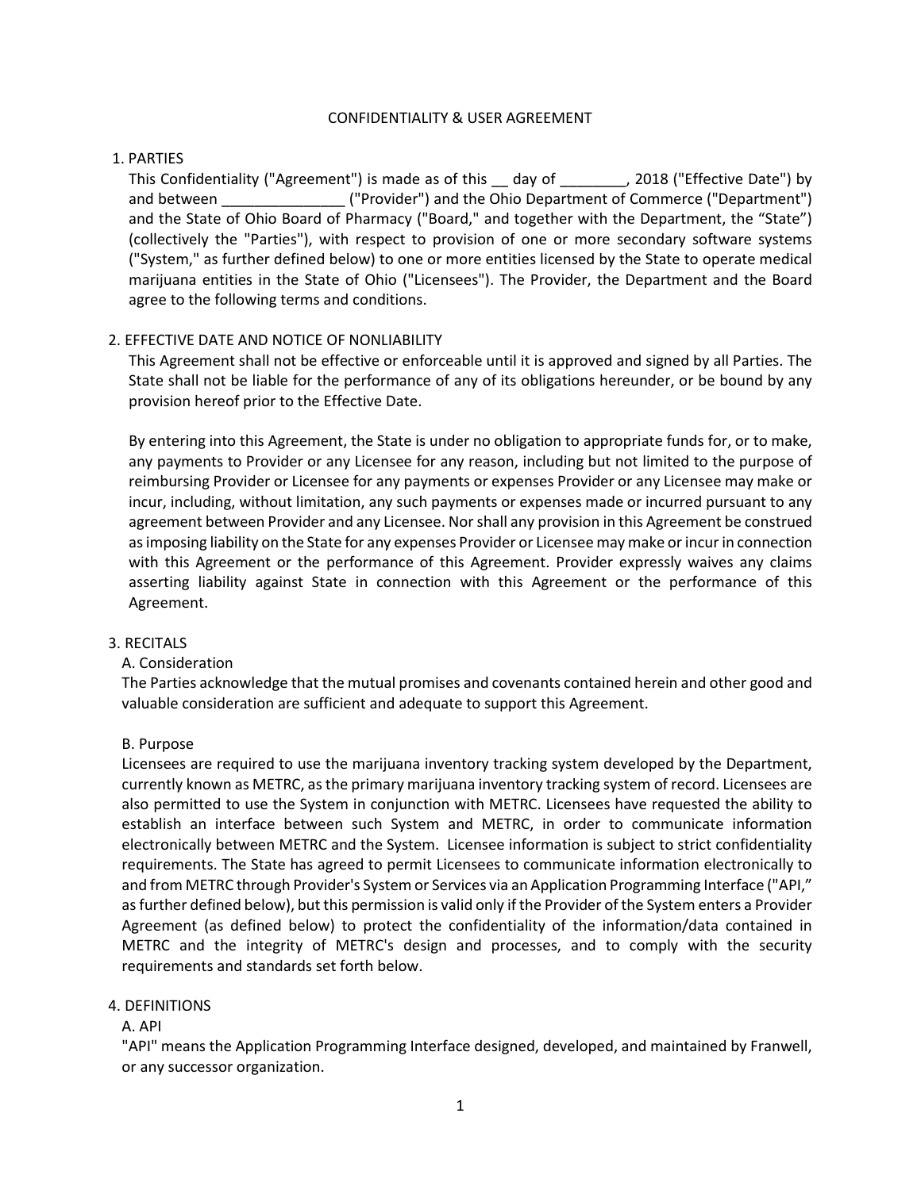# CONFIDENTIALITY & USER AGREEMENT

## 1. PARTIES

This Confidentiality ("Agreement") is made as of this __ day of ________, 2018 ("Effective Date") by and between _______________ ("Provider") and the Ohio Department of Commerce ("Department") and the State of Ohio Board of Pharmacy ("Board," and together with the Department, the "State") (collectively the "Parties"), with respect to provision of one or more secondary software systems ("System," as further defined below) to one or more entities licensed by the State to operate medical marijuana entities in the State of Ohio ("Licensees"). The Provider, the Department and the Board agree to the following terms and conditions.

## 2. EFFECTIVE DATE AND NOTICE OF NONLIABILITY

This Agreement shall not be effective or enforceable until it is approved and signed by all Parties. The State shall not be liable for the performance of any of its obligations hereunder, or be bound by any provision hereof prior to the Effective Date.

By entering into this Agreement, the State is under no obligation to appropriate funds for, or to make, any payments to Provider or any Licensee for any reason, including but not limited to the purpose of reimbursing Provider or Licensee for any payments or expenses Provider or any Licensee may make or incur, including, without limitation, any such payments or expenses made or incurred pursuant to any agreement between Provider and any Licensee. Nor shall any provision in this Agreement be construed as imposing liability on the State for any expenses Provider or Licensee may make or incur in connection with this Agreement or the performance of this Agreement. Provider expressly waives any claims asserting liability against State in connection with this Agreement or the performance of this Agreement.

## 3. RECITALS

### A. Consideration

The Parties acknowledge that the mutual promises and covenants contained herein and other good and valuable consideration are sufficient and adequate to support this Agreement.

### B. Purpose

Licensees are required to use the marijuana inventory tracking system developed by the Department, currently known as METRC, as the primary marijuana inventory tracking system of record. Licensees are also permitted to use the System in conjunction with METRC. Licensees have requested the ability to establish an interface between such System and METRC, in order to communicate information electronically between METRC and the System. Licensee information is subject to strict confidentiality requirements. The State has agreed to permit Licensees to communicate information electronically to and from METRC through Provider's System or Services via an Application Programming Interface ("API," as further defined below), but this permission is valid only if the Provider of the System enters a Provider Agreement (as defined below) to protect the confidentiality of the information/data contained in METRC and the integrity of METRC's design and processes, and to comply with the security requirements and standards set forth below.

## 4. DEFINITIONS

### A. API

"API" means the Application Programming Interface designed, developed, and maintained by Franwell, or any successor organization.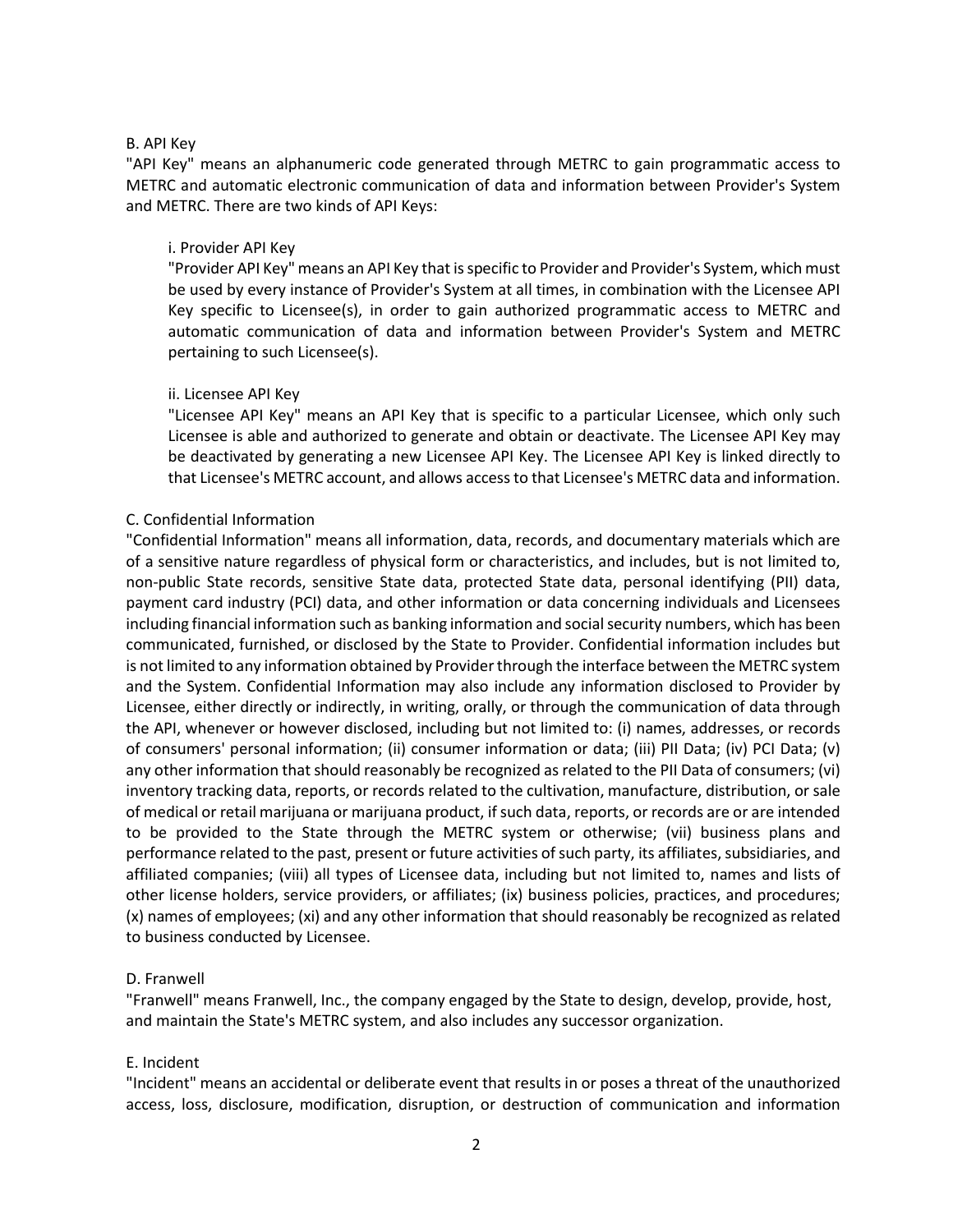B. API Key

"API Key" means an alphanumeric code generated through METRC to gain programmatic access to METRC and automatic electronic communication of data and information between Provider's System and METRC. There are two kinds of API Keys:

i. Provider API Key

"Provider API Key" means an API Key that is specific to Provider and Provider's System, which must be used by every instance of Provider's System at all times, in combination with the Licensee API Key specific to Licensee(s), in order to gain authorized programmatic access to METRC and automatic communication of data and information between Provider's System and METRC pertaining to such Licensee(s).

ii. Licensee API Key

"Licensee API Key" means an API Key that is specific to a particular Licensee, which only such Licensee is able and authorized to generate and obtain or deactivate. The Licensee API Key may be deactivated by generating a new Licensee API Key. The Licensee API Key is linked directly to that Licensee's METRC account, and allows access to that Licensee's METRC data and information.

C. Confidential Information

"Confidential Information" means all information, data, records, and documentary materials which are of a sensitive nature regardless of physical form or characteristics, and includes, but is not limited to, non-public State records, sensitive State data, protected State data, personal identifying (PII) data, payment card industry (PCI) data, and other information or data concerning individuals and Licensees including financial information such as banking information and social security numbers, which has been communicated, furnished, or disclosed by the State to Provider. Confidential information includes but is not limited to any information obtained by Provider through the interface between the METRC system and the System. Confidential Information may also include any information disclosed to Provider by Licensee, either directly or indirectly, in writing, orally, or through the communication of data through the API, whenever or however disclosed, including but not limited to: (i) names, addresses, or records of consumers' personal information; (ii) consumer information or data; (iii) PII Data; (iv) PCI Data; (v) any other information that should reasonably be recognized as related to the PII Data of consumers; (vi) inventory tracking data, reports, or records related to the cultivation, manufacture, distribution, or sale of medical or retail marijuana or marijuana product, if such data, reports, or records are or are intended to be provided to the State through the METRC system or otherwise; (vii) business plans and performance related to the past, present or future activities of such party, its affiliates, subsidiaries, and affiliated companies; (viii) all types of Licensee data, including but not limited to, names and lists of other license holders, service providers, or affiliates; (ix) business policies, practices, and procedures; (x) names of employees; (xi) and any other information that should reasonably be recognized as related to business conducted by Licensee.

D. Franwell

"Franwell" means Franwell, Inc., the company engaged by the State to design, develop, provide, host, and maintain the State's METRC system, and also includes any successor organization.

E. Incident

"Incident" means an accidental or deliberate event that results in or poses a threat of the unauthorized access, loss, disclosure, modification, disruption, or destruction of communication and information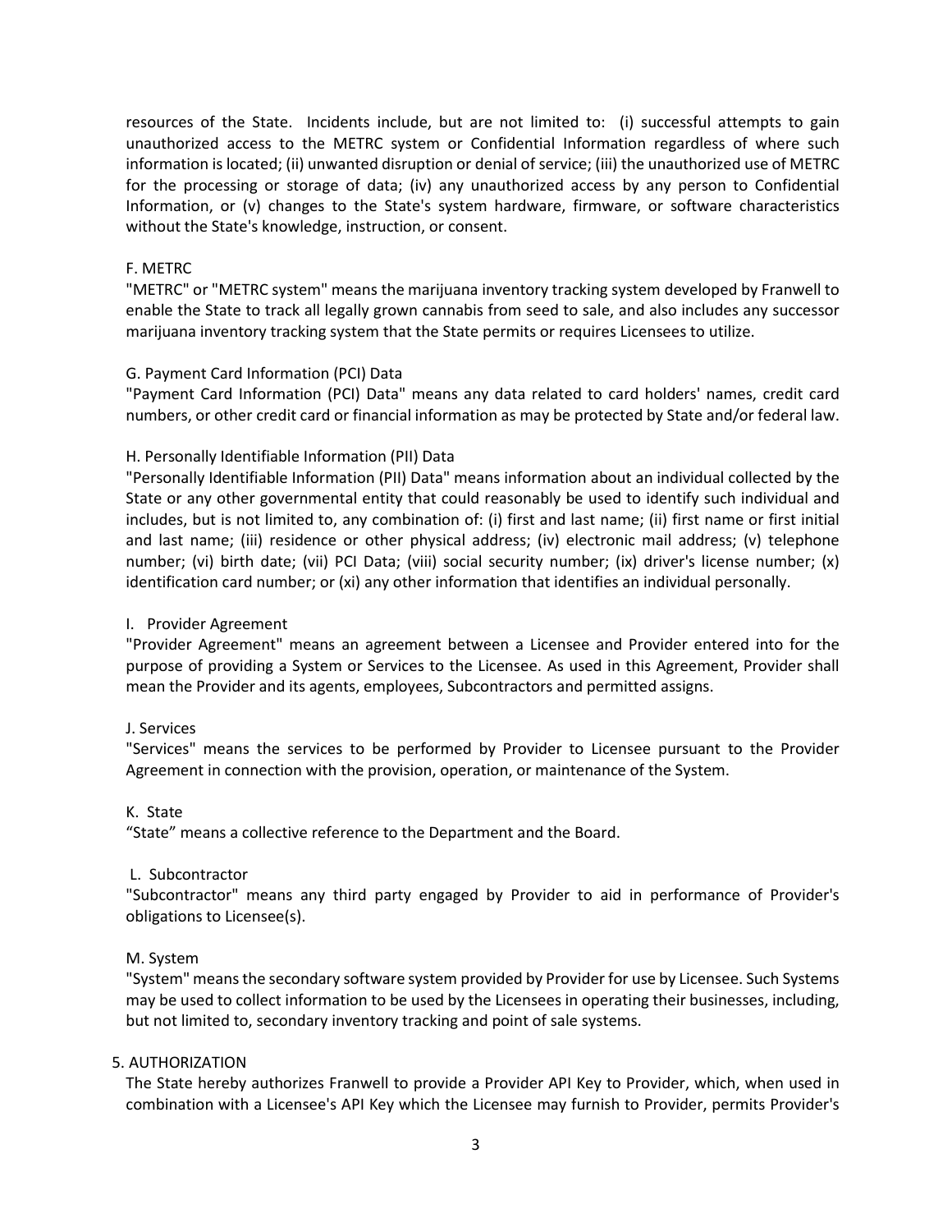resources of the State. Incidents include, but are not limited to: (i) successful attempts to gain unauthorized access to the METRC system or Confidential Information regardless of where such information is located; (ii) unwanted disruption or denial of service; (iii) the unauthorized use of METRC for the processing or storage of data; (iv) any unauthorized access by any person to Confidential Information, or (v) changes to the State's system hardware, firmware, or software characteristics without the State's knowledge, instruction, or consent.

F. METRC

"METRC" or "METRC system" means the marijuana inventory tracking system developed by Franwell to enable the State to track all legally grown cannabis from seed to sale, and also includes any successor marijuana inventory tracking system that the State permits or requires Licensees to utilize.

G. Payment Card Information (PCI) Data

"Payment Card Information (PCI) Data" means any data related to card holders' names, credit card numbers, or other credit card or financial information as may be protected by State and/or federal law.

H. Personally Identifiable Information (PII) Data

"Personally Identifiable Information (PII) Data" means information about an individual collected by the State or any other governmental entity that could reasonably be used to identify such individual and includes, but is not limited to, any combination of: (i) first and last name; (ii) first name or first initial and last name; (iii) residence or other physical address; (iv) electronic mail address; (v) telephone number; (vi) birth date; (vii) PCI Data; (viii) social security number; (ix) driver's license number; (x) identification card number; or (xi) any other information that identifies an individual personally.

I. Provider Agreement

"Provider Agreement" means an agreement between a Licensee and Provider entered into for the purpose of providing a System or Services to the Licensee. As used in this Agreement, Provider shall mean the Provider and its agents, employees, Subcontractors and permitted assigns.

J. Services

"Services" means the services to be performed by Provider to Licensee pursuant to the Provider Agreement in connection with the provision, operation, or maintenance of the System.

K. State

“State” means a collective reference to the Department and the Board.

L. Subcontractor

"Subcontractor" means any third party engaged by Provider to aid in performance of Provider's obligations to Licensee(s).

M. System

"System" means the secondary software system provided by Provider for use by Licensee. Such Systems may be used to collect information to be used by the Licensees in operating their businesses, including, but not limited to, secondary inventory tracking and point of sale systems.

5. AUTHORIZATION

The State hereby authorizes Franwell to provide a Provider API Key to Provider, which, when used in combination with a Licensee's API Key which the Licensee may furnish to Provider, permits Provider's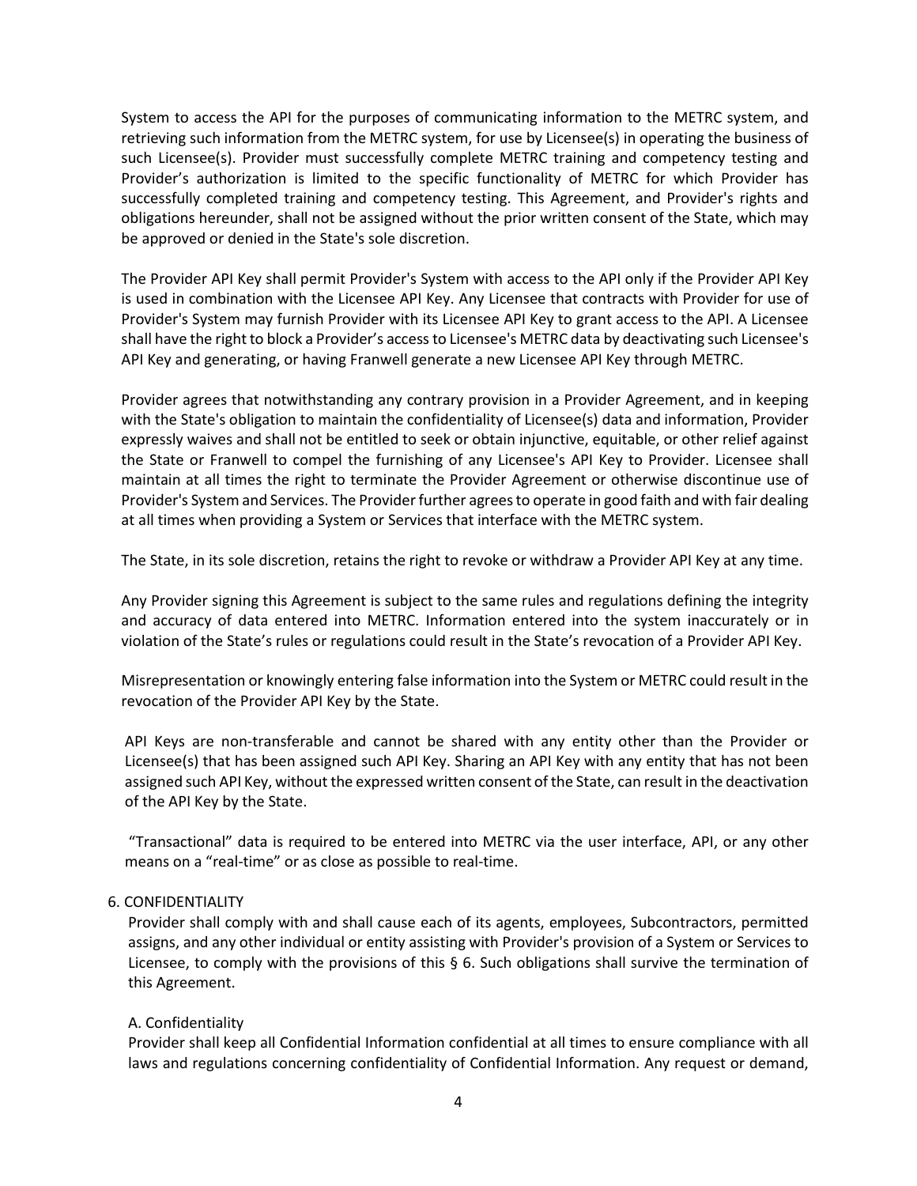System to access the API for the purposes of communicating information to the METRC system, and retrieving such information from the METRC system, for use by Licensee(s) in operating the business of such Licensee(s). Provider must successfully complete METRC training and competency testing and Provider's authorization is limited to the specific functionality of METRC for which Provider has successfully completed training and competency testing. This Agreement, and Provider's rights and obligations hereunder, shall not be assigned without the prior written consent of the State, which may be approved or denied in the State's sole discretion.

The Provider API Key shall permit Provider's System with access to the API only if the Provider API Key is used in combination with the Licensee API Key. Any Licensee that contracts with Provider for use of Provider's System may furnish Provider with its Licensee API Key to grant access to the API. A Licensee shall have the right to block a Provider's access to Licensee's METRC data by deactivating such Licensee's API Key and generating, or having Franwell generate a new Licensee API Key through METRC.

Provider agrees that notwithstanding any contrary provision in a Provider Agreement, and in keeping with the State's obligation to maintain the confidentiality of Licensee(s) data and information, Provider expressly waives and shall not be entitled to seek or obtain injunctive, equitable, or other relief against the State or Franwell to compel the furnishing of any Licensee's API Key to Provider. Licensee shall maintain at all times the right to terminate the Provider Agreement or otherwise discontinue use of Provider's System and Services. The Provider further agrees to operate in good faith and with fair dealing at all times when providing a System or Services that interface with the METRC system.

The State, in its sole discretion, retains the right to revoke or withdraw a Provider API Key at any time.

Any Provider signing this Agreement is subject to the same rules and regulations defining the integrity and accuracy of data entered into METRC. Information entered into the system inaccurately or in violation of the State's rules or regulations could result in the State's revocation of a Provider API Key.

Misrepresentation or knowingly entering false information into the System or METRC could result in the revocation of the Provider API Key by the State.

API Keys are non-transferable and cannot be shared with any entity other than the Provider or Licensee(s) that has been assigned such API Key. Sharing an API Key with any entity that has not been assigned such API Key, without the expressed written consent of the State, can result in the deactivation of the API Key by the State.

"Transactional" data is required to be entered into METRC via the user interface, API, or any other means on a "real-time" or as close as possible to real-time.

6. CONFIDENTIALITY

Provider shall comply with and shall cause each of its agents, employees, Subcontractors, permitted assigns, and any other individual or entity assisting with Provider's provision of a System or Services to Licensee, to comply with the provisions of this § 6. Such obligations shall survive the termination of this Agreement.

A. Confidentiality

Provider shall keep all Confidential Information confidential at all times to ensure compliance with all laws and regulations concerning confidentiality of Confidential Information. Any request or demand,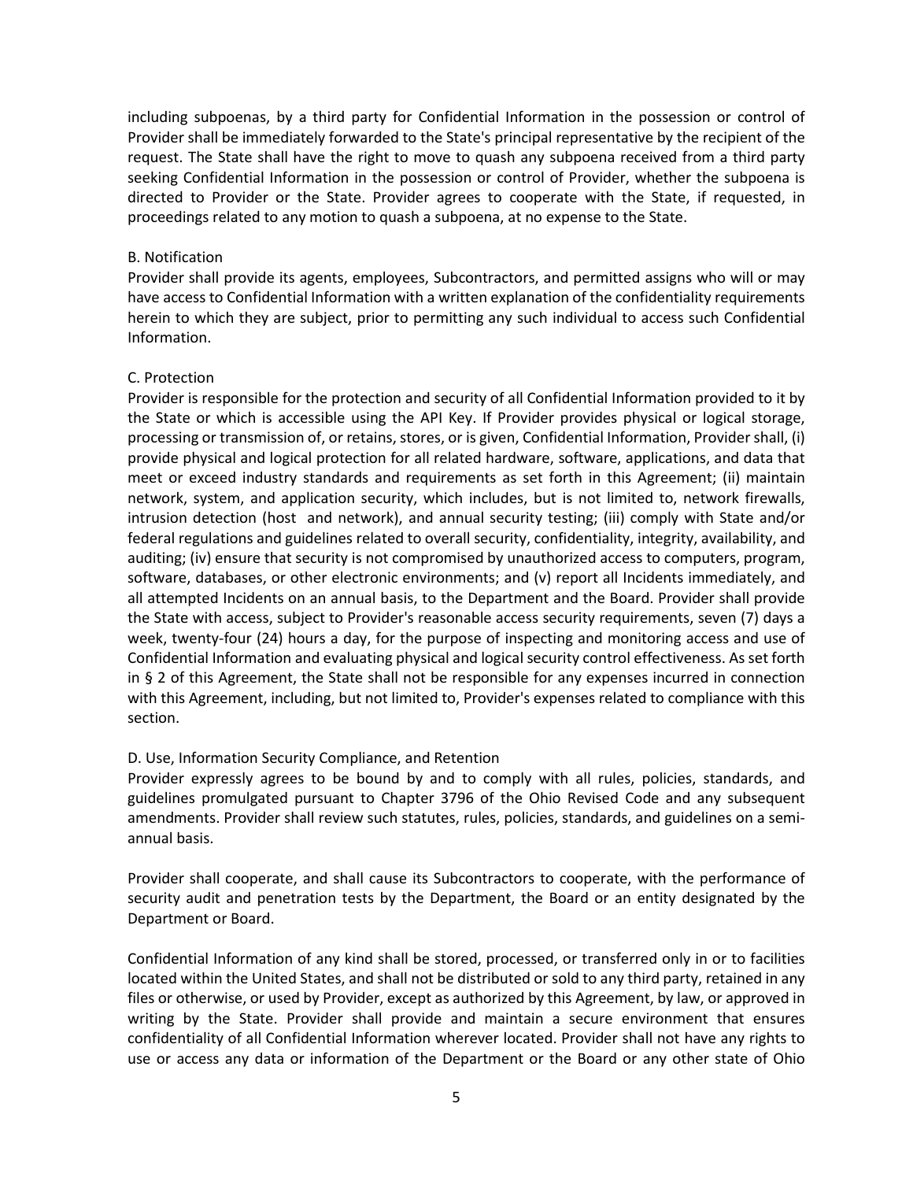including subpoenas, by a third party for Confidential Information in the possession or control of Provider shall be immediately forwarded to the State's principal representative by the recipient of the request. The State shall have the right to move to quash any subpoena received from a third party seeking Confidential Information in the possession or control of Provider, whether the subpoena is directed to Provider or the State. Provider agrees to cooperate with the State, if requested, in proceedings related to any motion to quash a subpoena, at no expense to the State.

B. Notification

Provider shall provide its agents, employees, Subcontractors, and permitted assigns who will or may have access to Confidential Information with a written explanation of the confidentiality requirements herein to which they are subject, prior to permitting any such individual to access such Confidential Information.

C. Protection

Provider is responsible for the protection and security of all Confidential Information provided to it by the State or which is accessible using the API Key. If Provider provides physical or logical storage, processing or transmission of, or retains, stores, or is given, Confidential Information, Provider shall, (i) provide physical and logical protection for all related hardware, software, applications, and data that meet or exceed industry standards and requirements as set forth in this Agreement; (ii) maintain network, system, and application security, which includes, but is not limited to, network firewalls, intrusion detection (host and network), and annual security testing; (iii) comply with State and/or federal regulations and guidelines related to overall security, confidentiality, integrity, availability, and auditing; (iv) ensure that security is not compromised by unauthorized access to computers, program, software, databases, or other electronic environments; and (v) report all Incidents immediately, and all attempted Incidents on an annual basis, to the Department and the Board. Provider shall provide the State with access, subject to Provider's reasonable access security requirements, seven (7) days a week, twenty-four (24) hours a day, for the purpose of inspecting and monitoring access and use of Confidential Information and evaluating physical and logical security control effectiveness. As set forth in § 2 of this Agreement, the State shall not be responsible for any expenses incurred in connection with this Agreement, including, but not limited to, Provider's expenses related to compliance with this section.

D. Use, Information Security Compliance, and Retention

Provider expressly agrees to be bound by and to comply with all rules, policies, standards, and guidelines promulgated pursuant to Chapter 3796 of the Ohio Revised Code and any subsequent amendments. Provider shall review such statutes, rules, policies, standards, and guidelines on a semi-annual basis.

Provider shall cooperate, and shall cause its Subcontractors to cooperate, with the performance of security audit and penetration tests by the Department, the Board or an entity designated by the Department or Board.

Confidential Information of any kind shall be stored, processed, or transferred only in or to facilities located within the United States, and shall not be distributed or sold to any third party, retained in any files or otherwise, or used by Provider, except as authorized by this Agreement, by law, or approved in writing by the State. Provider shall provide and maintain a secure environment that ensures confidentiality of all Confidential Information wherever located. Provider shall not have any rights to use or access any data or information of the Department or the Board or any other state of Ohio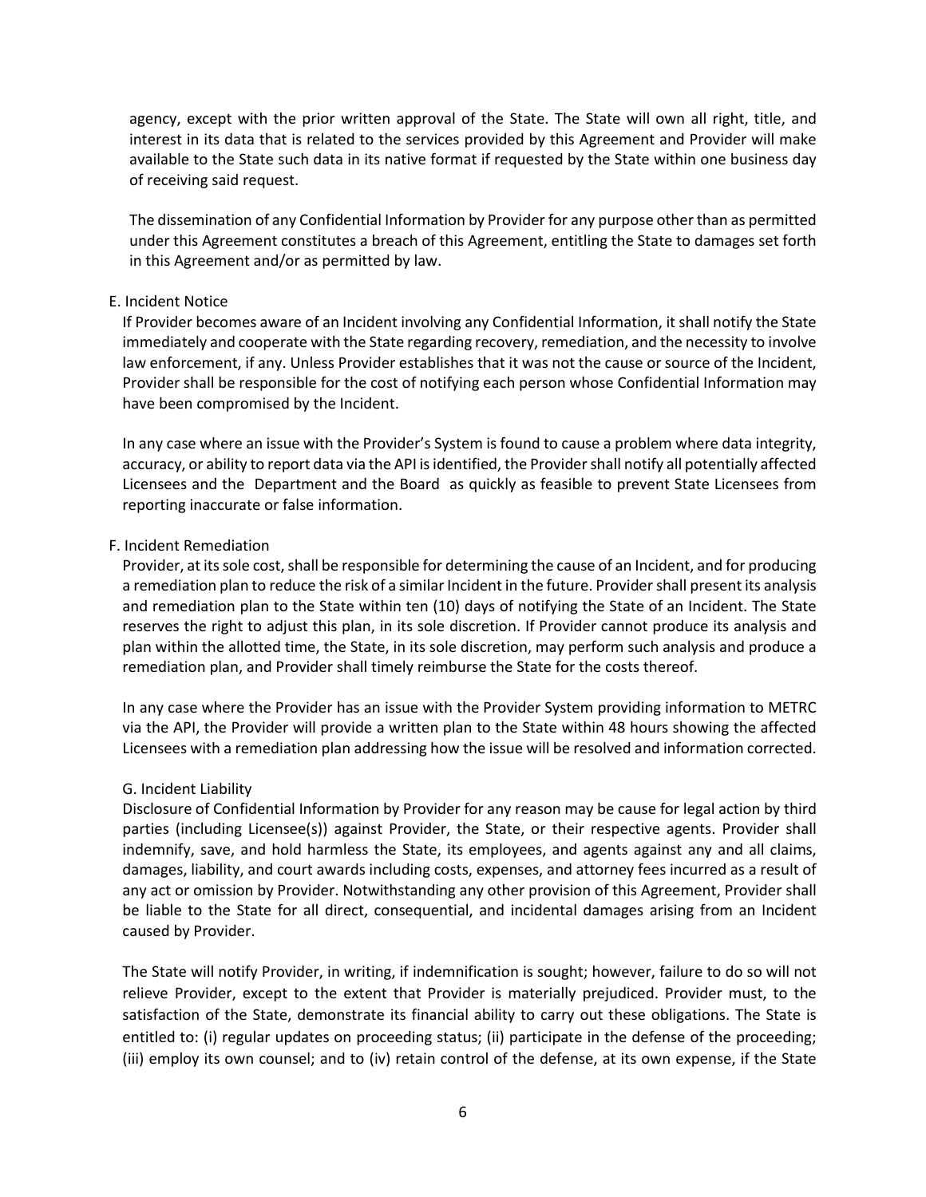agency, except with the prior written approval of the State. The State will own all right, title, and interest in its data that is related to the services provided by this Agreement and Provider will make available to the State such data in its native format if requested by the State within one business day of receiving said request.

The dissemination of any Confidential Information by Provider for any purpose other than as permitted under this Agreement constitutes a breach of this Agreement, entitling the State to damages set forth in this Agreement and/or as permitted by law.

E. Incident Notice

If Provider becomes aware of an Incident involving any Confidential Information, it shall notify the State immediately and cooperate with the State regarding recovery, remediation, and the necessity to involve law enforcement, if any. Unless Provider establishes that it was not the cause or source of the Incident, Provider shall be responsible for the cost of notifying each person whose Confidential Information may have been compromised by the Incident.

In any case where an issue with the Provider's System is found to cause a problem where data integrity, accuracy, or ability to report data via the API is identified, the Provider shall notify all potentially affected Licensees and the Department and the Board as quickly as feasible to prevent State Licensees from reporting inaccurate or false information.

F. Incident Remediation

Provider, at its sole cost, shall be responsible for determining the cause of an Incident, and for producing a remediation plan to reduce the risk of a similar Incident in the future. Provider shall present its analysis and remediation plan to the State within ten (10) days of notifying the State of an Incident. The State reserves the right to adjust this plan, in its sole discretion. If Provider cannot produce its analysis and plan within the allotted time, the State, in its sole discretion, may perform such analysis and produce a remediation plan, and Provider shall timely reimburse the State for the costs thereof.

In any case where the Provider has an issue with the Provider System providing information to METRC via the API, the Provider will provide a written plan to the State within 48 hours showing the affected Licensees with a remediation plan addressing how the issue will be resolved and information corrected.

G. Incident Liability

Disclosure of Confidential Information by Provider for any reason may be cause for legal action by third parties (including Licensee(s)) against Provider, the State, or their respective agents. Provider shall indemnify, save, and hold harmless the State, its employees, and agents against any and all claims, damages, liability, and court awards including costs, expenses, and attorney fees incurred as a result of any act or omission by Provider. Notwithstanding any other provision of this Agreement, Provider shall be liable to the State for all direct, consequential, and incidental damages arising from an Incident caused by Provider.

The State will notify Provider, in writing, if indemnification is sought; however, failure to do so will not relieve Provider, except to the extent that Provider is materially prejudiced. Provider must, to the satisfaction of the State, demonstrate its financial ability to carry out these obligations. The State is entitled to: (i) regular updates on proceeding status; (ii) participate in the defense of the proceeding; (iii) employ its own counsel; and to (iv) retain control of the defense, at its own expense, if the State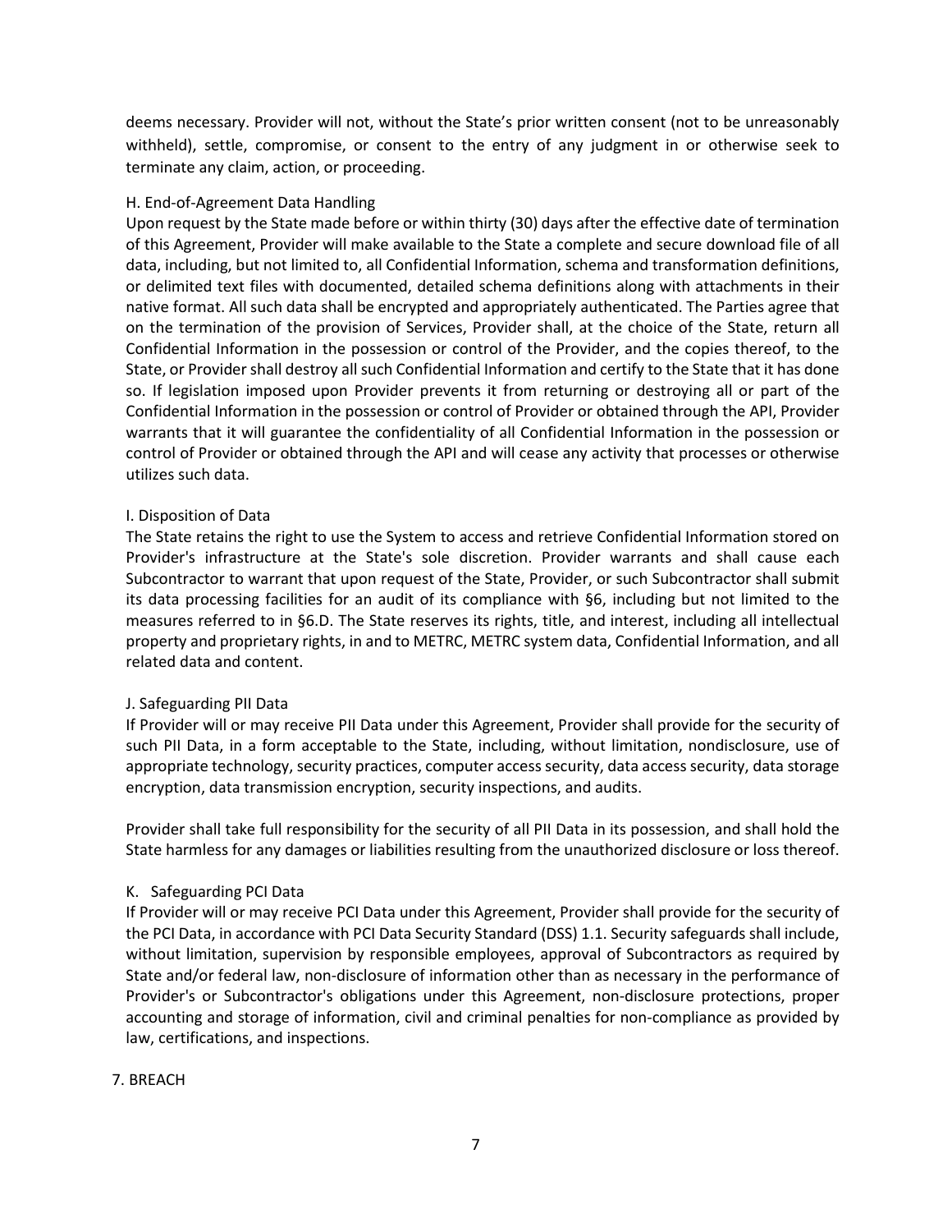deems necessary. Provider will not, without the State's prior written consent (not to be unreasonably withheld), settle, compromise, or consent to the entry of any judgment in or otherwise seek to terminate any claim, action, or proceeding.

H. End-of-Agreement Data Handling

Upon request by the State made before or within thirty (30) days after the effective date of termination of this Agreement, Provider will make available to the State a complete and secure download file of all data, including, but not limited to, all Confidential Information, schema and transformation definitions, or delimited text files with documented, detailed schema definitions along with attachments in their native format. All such data shall be encrypted and appropriately authenticated. The Parties agree that on the termination of the provision of Services, Provider shall, at the choice of the State, return all Confidential Information in the possession or control of the Provider, and the copies thereof, to the State, or Provider shall destroy all such Confidential Information and certify to the State that it has done so. If legislation imposed upon Provider prevents it from returning or destroying all or part of the Confidential Information in the possession or control of Provider or obtained through the API, Provider warrants that it will guarantee the confidentiality of all Confidential Information in the possession or control of Provider or obtained through the API and will cease any activity that processes or otherwise utilizes such data.

I. Disposition of Data

The State retains the right to use the System to access and retrieve Confidential Information stored on Provider's infrastructure at the State's sole discretion. Provider warrants and shall cause each Subcontractor to warrant that upon request of the State, Provider, or such Subcontractor shall submit its data processing facilities for an audit of its compliance with §6, including but not limited to the measures referred to in §6.D. The State reserves its rights, title, and interest, including all intellectual property and proprietary rights, in and to METRC, METRC system data, Confidential Information, and all related data and content.

J. Safeguarding PII Data

If Provider will or may receive PII Data under this Agreement, Provider shall provide for the security of such PII Data, in a form acceptable to the State, including, without limitation, nondisclosure, use of appropriate technology, security practices, computer access security, data access security, data storage encryption, data transmission encryption, security inspections, and audits.

Provider shall take full responsibility for the security of all PII Data in its possession, and shall hold the State harmless for any damages or liabilities resulting from the unauthorized disclosure or loss thereof.

K. Safeguarding PCI Data

If Provider will or may receive PCI Data under this Agreement, Provider shall provide for the security of the PCI Data, in accordance with PCI Data Security Standard (DSS) 1.1. Security safeguards shall include, without limitation, supervision by responsible employees, approval of Subcontractors as required by State and/or federal law, non-disclosure of information other than as necessary in the performance of Provider's or Subcontractor's obligations under this Agreement, non-disclosure protections, proper accounting and storage of information, civil and criminal penalties for non-compliance as provided by law, certifications, and inspections.

7. BREACH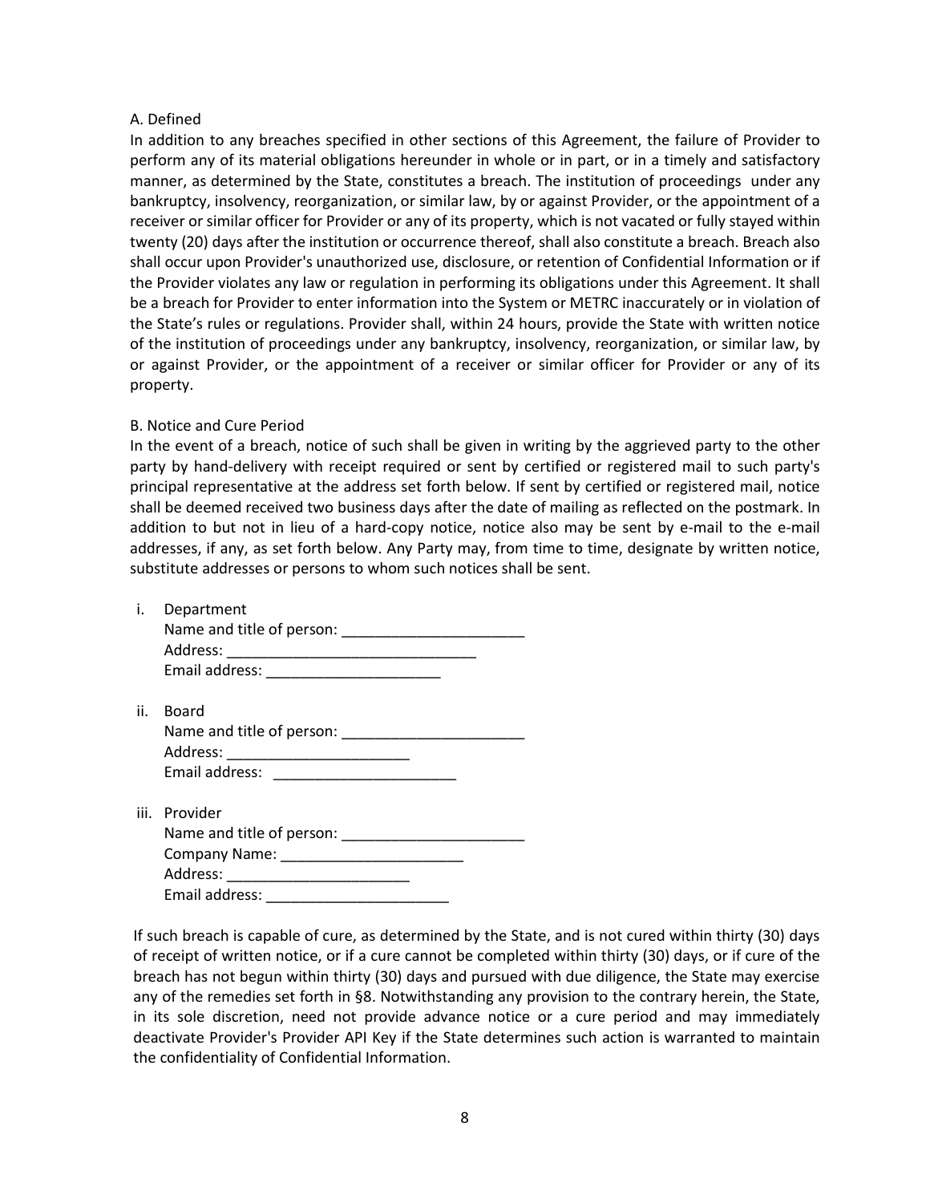A. Defined

In addition to any breaches specified in other sections of this Agreement, the failure of Provider to perform any of its material obligations hereunder in whole or in part, or in a timely and satisfactory manner, as determined by the State, constitutes a breach. The institution of proceedings under any bankruptcy, insolvency, reorganization, or similar law, by or against Provider, or the appointment of a receiver or similar officer for Provider or any of its property, which is not vacated or fully stayed within twenty (20) days after the institution or occurrence thereof, shall also constitute a breach. Breach also shall occur upon Provider's unauthorized use, disclosure, or retention of Confidential Information or if the Provider violates any law or regulation in performing its obligations under this Agreement. It shall be a breach for Provider to enter information into the System or METRC inaccurately or in violation of the State's rules or regulations. Provider shall, within 24 hours, provide the State with written notice of the institution of proceedings under any bankruptcy, insolvency, reorganization, or similar law, by or against Provider, or the appointment of a receiver or similar officer for Provider or any of its property.

B. Notice and Cure Period

In the event of a breach, notice of such shall be given in writing by the aggrieved party to the other party by hand-delivery with receipt required or sent by certified or registered mail to such party's principal representative at the address set forth below. If sent by certified or registered mail, notice shall be deemed received two business days after the date of mailing as reflected on the postmark. In addition to but not in lieu of a hard-copy notice, notice also may be sent by e-mail to the e-mail addresses, if any, as set forth below. Any Party may, from time to time, designate by written notice, substitute addresses or persons to whom such notices shall be sent.

i. Department
   Name and title of person: ______________________
   Address: ______________________________
   Email address: _____________________

ii. Board
   Name and title of person: ______________________
   Address: ______________________
   Email address: ______________________

iii. Provider
   Name and title of person: ______________________
   Company Name: ______________________
   Address: ______________________
   Email address: ______________________

If such breach is capable of cure, as determined by the State, and is not cured within thirty (30) days of receipt of written notice, or if a cure cannot be completed within thirty (30) days, or if cure of the breach has not begun within thirty (30) days and pursued with due diligence, the State may exercise any of the remedies set forth in §8. Notwithstanding any provision to the contrary herein, the State, in its sole discretion, need not provide advance notice or a cure period and may immediately deactivate Provider's Provider API Key if the State determines such action is warranted to maintain the confidentiality of Confidential Information.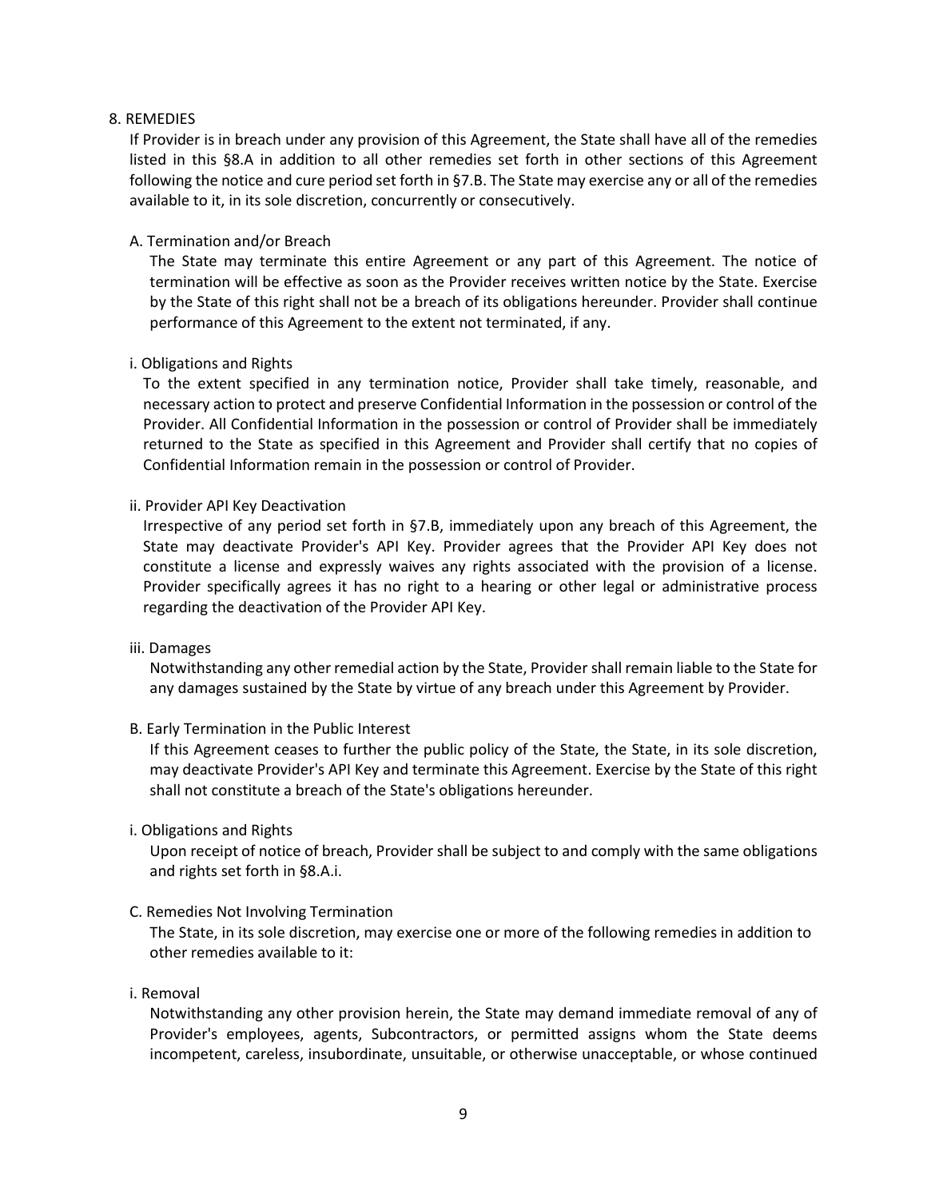## 8. REMEDIES

If Provider is in breach under any provision of this Agreement, the State shall have all of the remedies listed in this §8.A in addition to all other remedies set forth in other sections of this Agreement following the notice and cure period set forth in §7.B. The State may exercise any or all of the remedies available to it, in its sole discretion, concurrently or consecutively.

### A. Termination and/or Breach

The State may terminate this entire Agreement or any part of this Agreement. The notice of termination will be effective as soon as the Provider receives written notice by the State. Exercise by the State of this right shall not be a breach of its obligations hereunder. Provider shall continue performance of this Agreement to the extent not terminated, if any.

#### i. Obligations and Rights

To the extent specified in any termination notice, Provider shall take timely, reasonable, and necessary action to protect and preserve Confidential Information in the possession or control of the Provider. All Confidential Information in the possession or control of Provider shall be immediately returned to the State as specified in this Agreement and Provider shall certify that no copies of Confidential Information remain in the possession or control of Provider.

#### ii. Provider API Key Deactivation

Irrespective of any period set forth in §7.B, immediately upon any breach of this Agreement, the State may deactivate Provider's API Key. Provider agrees that the Provider API Key does not constitute a license and expressly waives any rights associated with the provision of a license. Provider specifically agrees it has no right to a hearing or other legal or administrative process regarding the deactivation of the Provider API Key.

#### iii. Damages

Notwithstanding any other remedial action by the State, Provider shall remain liable to the State for any damages sustained by the State by virtue of any breach under this Agreement by Provider.

### B. Early Termination in the Public Interest

If this Agreement ceases to further the public policy of the State, the State, in its sole discretion, may deactivate Provider's API Key and terminate this Agreement. Exercise by the State of this right shall not constitute a breach of the State's obligations hereunder.

#### i. Obligations and Rights

Upon receipt of notice of breach, Provider shall be subject to and comply with the same obligations and rights set forth in §8.A.i.

### C. Remedies Not Involving Termination

The State, in its sole discretion, may exercise one or more of the following remedies in addition to other remedies available to it:

#### i. Removal

Notwithstanding any other provision herein, the State may demand immediate removal of any of Provider's employees, agents, Subcontractors, or permitted assigns whom the State deems incompetent, careless, insubordinate, unsuitable, or otherwise unacceptable, or whose continued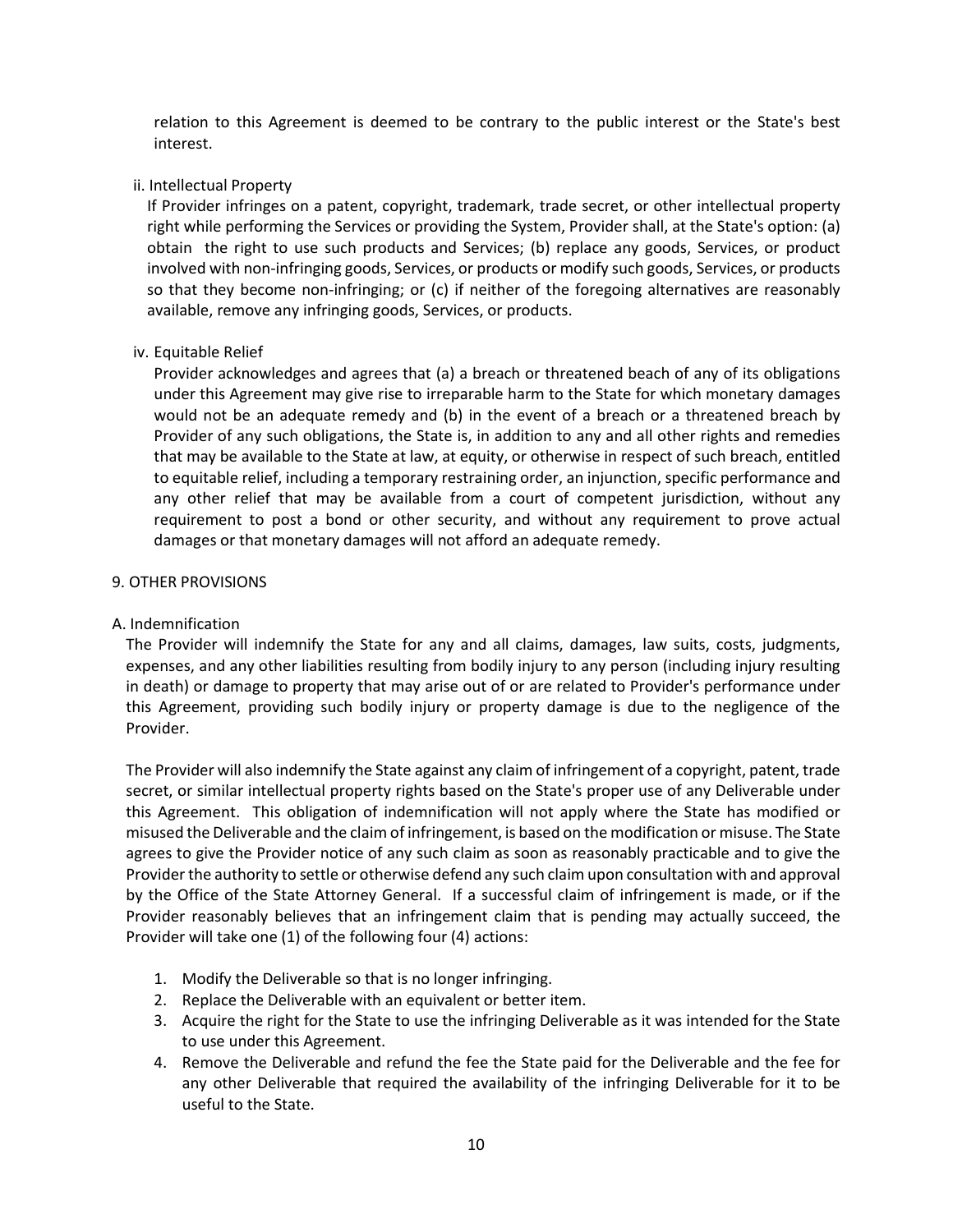relation to this Agreement is deemed to be contrary to the public interest or the State's best interest.

ii. Intellectual Property

If Provider infringes on a patent, copyright, trademark, trade secret, or other intellectual property right while performing the Services or providing the System, Provider shall, at the State's option: (a) obtain the right to use such products and Services; (b) replace any goods, Services, or product involved with non-infringing goods, Services, or products or modify such goods, Services, or products so that they become non-infringing; or (c) if neither of the foregoing alternatives are reasonably available, remove any infringing goods, Services, or products.

iv. Equitable Relief

Provider acknowledges and agrees that (a) a breach or threatened beach of any of its obligations under this Agreement may give rise to irreparable harm to the State for which monetary damages would not be an adequate remedy and (b) in the event of a breach or a threatened breach by Provider of any such obligations, the State is, in addition to any and all other rights and remedies that may be available to the State at law, at equity, or otherwise in respect of such breach, entitled to equitable relief, including a temporary restraining order, an injunction, specific performance and any other relief that may be available from a court of competent jurisdiction, without any requirement to post a bond or other security, and without any requirement to prove actual damages or that monetary damages will not afford an adequate remedy.

## 9. OTHER PROVISIONS

### A. Indemnification

The Provider will indemnify the State for any and all claims, damages, law suits, costs, judgments, expenses, and any other liabilities resulting from bodily injury to any person (including injury resulting in death) or damage to property that may arise out of or are related to Provider's performance under this Agreement, providing such bodily injury or property damage is due to the negligence of the Provider.

The Provider will also indemnify the State against any claim of infringement of a copyright, patent, trade secret, or similar intellectual property rights based on the State's proper use of any Deliverable under this Agreement. This obligation of indemnification will not apply where the State has modified or misused the Deliverable and the claim of infringement, is based on the modification or misuse. The State agrees to give the Provider notice of any such claim as soon as reasonably practicable and to give the Provider the authority to settle or otherwise defend any such claim upon consultation with and approval by the Office of the State Attorney General. If a successful claim of infringement is made, or if the Provider reasonably believes that an infringement claim that is pending may actually succeed, the Provider will take one (1) of the following four (4) actions:

1. Modify the Deliverable so that is no longer infringing.
2. Replace the Deliverable with an equivalent or better item.
3. Acquire the right for the State to use the infringing Deliverable as it was intended for the State to use under this Agreement.
4. Remove the Deliverable and refund the fee the State paid for the Deliverable and the fee for any other Deliverable that required the availability of the infringing Deliverable for it to be useful to the State.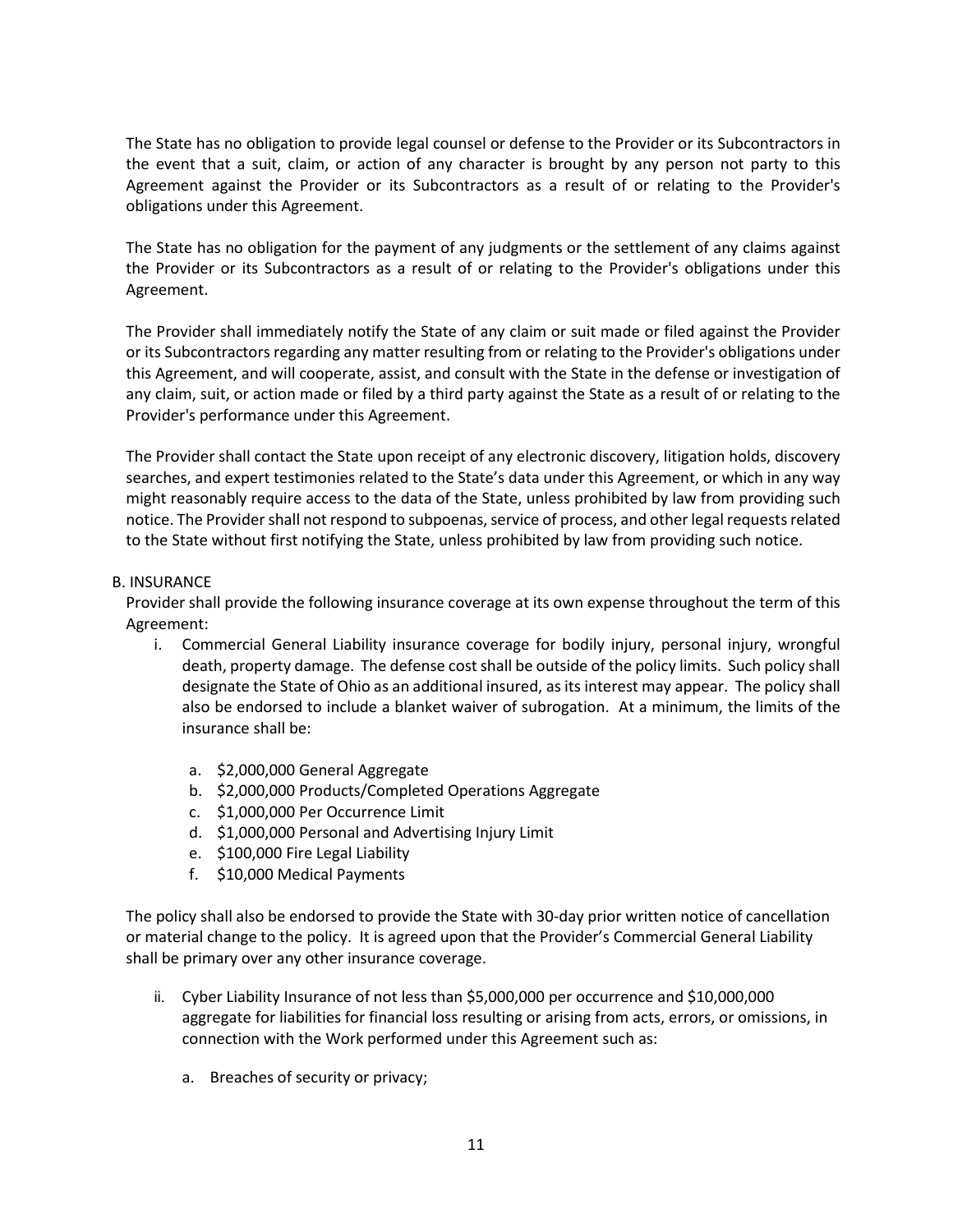The State has no obligation to provide legal counsel or defense to the Provider or its Subcontractors in the event that a suit, claim, or action of any character is brought by any person not party to this Agreement against the Provider or its Subcontractors as a result of or relating to the Provider's obligations under this Agreement.

The State has no obligation for the payment of any judgments or the settlement of any claims against the Provider or its Subcontractors as a result of or relating to the Provider's obligations under this Agreement.

The Provider shall immediately notify the State of any claim or suit made or filed against the Provider or its Subcontractors regarding any matter resulting from or relating to the Provider's obligations under this Agreement, and will cooperate, assist, and consult with the State in the defense or investigation of any claim, suit, or action made or filed by a third party against the State as a result of or relating to the Provider's performance under this Agreement.

The Provider shall contact the State upon receipt of any electronic discovery, litigation holds, discovery searches, and expert testimonies related to the State's data under this Agreement, or which in any way might reasonably require access to the data of the State, unless prohibited by law from providing such notice. The Provider shall not respond to subpoenas, service of process, and other legal requests related to the State without first notifying the State, unless prohibited by law from providing such notice.

B. INSURANCE

Provider shall provide the following insurance coverage at its own expense throughout the term of this Agreement:

i. Commercial General Liability insurance coverage for bodily injury, personal injury, wrongful death, property damage. The defense cost shall be outside of the policy limits. Such policy shall designate the State of Ohio as an additional insured, as its interest may appear. The policy shall also be endorsed to include a blanket waiver of subrogation. At a minimum, the limits of the insurance shall be:

   a. $2,000,000 General Aggregate
   b. $2,000,000 Products/Completed Operations Aggregate
   c. $1,000,000 Per Occurrence Limit
   d. $1,000,000 Personal and Advertising Injury Limit
   e. $100,000 Fire Legal Liability
   f. $10,000 Medical Payments

The policy shall also be endorsed to provide the State with 30-day prior written notice of cancellation or material change to the policy. It is agreed upon that the Provider's Commercial General Liability shall be primary over any other insurance coverage.

ii. Cyber Liability Insurance of not less than $5,000,000 per occurrence and $10,000,000 aggregate for liabilities for financial loss resulting or arising from acts, errors, or omissions, in connection with the Work performed under this Agreement such as:

   a. Breaches of security or privacy;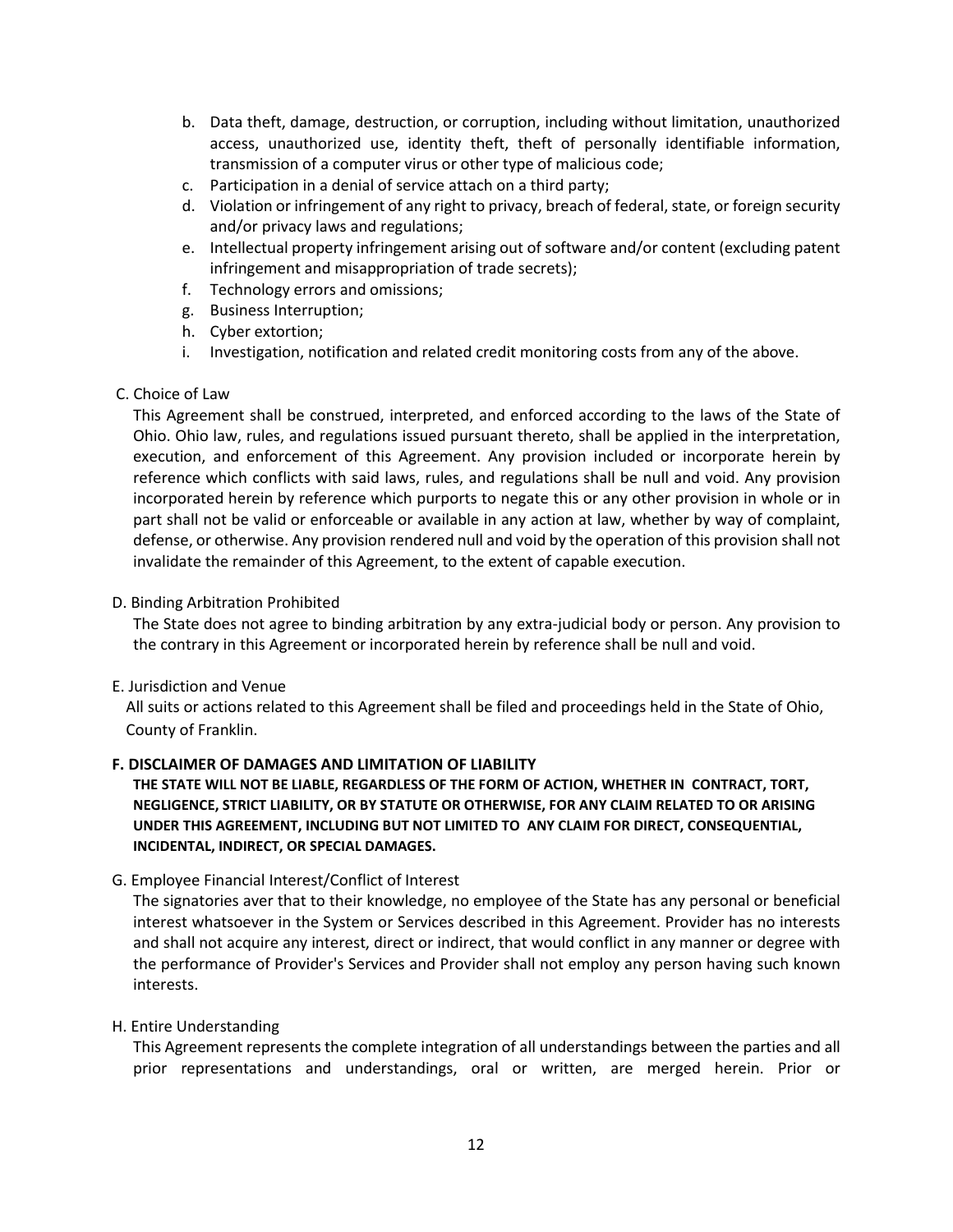b. Data theft, damage, destruction, or corruption, including without limitation, unauthorized access, unauthorized use, identity theft, theft of personally identifiable information, transmission of a computer virus or other type of malicious code;
c. Participation in a denial of service attach on a third party;
d. Violation or infringement of any right to privacy, breach of federal, state, or foreign security and/or privacy laws and regulations;
e. Intellectual property infringement arising out of software and/or content (excluding patent infringement and misappropriation of trade secrets);
f. Technology errors and omissions;
g. Business Interruption;
h. Cyber extortion;
i. Investigation, notification and related credit monitoring costs from any of the above.

C. Choice of Law

This Agreement shall be construed, interpreted, and enforced according to the laws of the State of Ohio. Ohio law, rules, and regulations issued pursuant thereto, shall be applied in the interpretation, execution, and enforcement of this Agreement. Any provision included or incorporate herein by reference which conflicts with said laws, rules, and regulations shall be null and void. Any provision incorporated herein by reference which purports to negate this or any other provision in whole or in part shall not be valid or enforceable or available in any action at law, whether by way of complaint, defense, or otherwise. Any provision rendered null and void by the operation of this provision shall not invalidate the remainder of this Agreement, to the extent of capable execution.

D. Binding Arbitration Prohibited

The State does not agree to binding arbitration by any extra-judicial body or person. Any provision to the contrary in this Agreement or incorporated herein by reference shall be null and void.

E. Jurisdiction and Venue

All suits or actions related to this Agreement shall be filed and proceedings held in the State of Ohio, County of Franklin.

**F. DISCLAIMER OF DAMAGES AND LIMITATION OF LIABILITY**

**THE STATE WILL NOT BE LIABLE, REGARDLESS OF THE FORM OF ACTION, WHETHER IN CONTRACT, TORT, NEGLIGENCE, STRICT LIABILITY, OR BY STATUTE OR OTHERWISE, FOR ANY CLAIM RELATED TO OR ARISING UNDER THIS AGREEMENT, INCLUDING BUT NOT LIMITED TO ANY CLAIM FOR DIRECT, CONSEQUENTIAL, INCIDENTAL, INDIRECT, OR SPECIAL DAMAGES.**

G. Employee Financial Interest/Conflict of Interest

The signatories aver that to their knowledge, no employee of the State has any personal or beneficial interest whatsoever in the System or Services described in this Agreement. Provider has no interests and shall not acquire any interest, direct or indirect, that would conflict in any manner or degree with the performance of Provider's Services and Provider shall not employ any person having such known interests.

H. Entire Understanding

This Agreement represents the complete integration of all understandings between the parties and all prior representations and understandings, oral or written, are merged herein. Prior or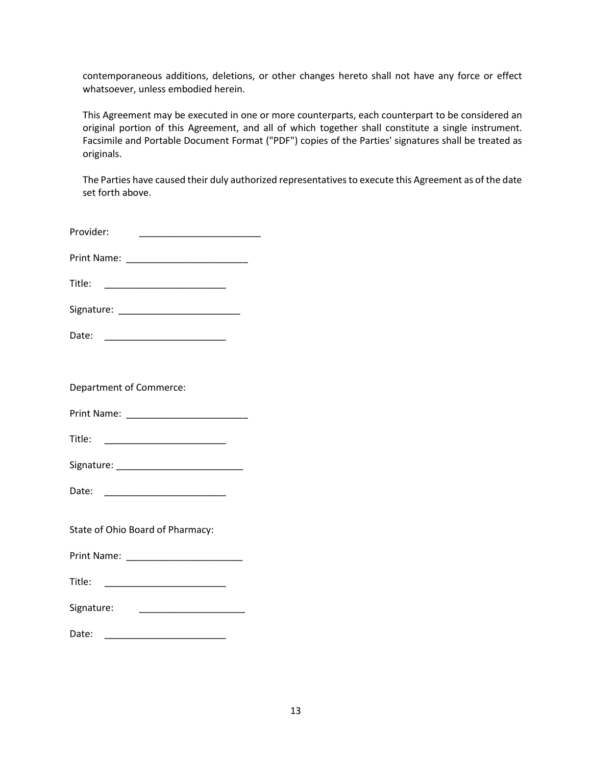contemporaneous additions, deletions, or other changes hereto shall not have any force or effect whatsoever, unless embodied herein.

This Agreement may be executed in one or more counterparts, each counterpart to be considered an original portion of this Agreement, and all of which together shall constitute a single instrument. Facsimile and Portable Document Format ("PDF") copies of the Parties' signatures shall be treated as originals.

The Parties have caused their duly authorized representatives to execute this Agreement as of the date set forth above.

Provider: ________________________

Print Name: ________________________

Title: ________________________

Signature: ________________________

Date: ________________________

Department of Commerce:

Print Name: ________________________

Title: ________________________

Signature: ________________________

Date: ________________________

State of Ohio Board of Pharmacy:

Print Name: ______________________

Title: ________________________

Signature: _____________________

Date: ________________________